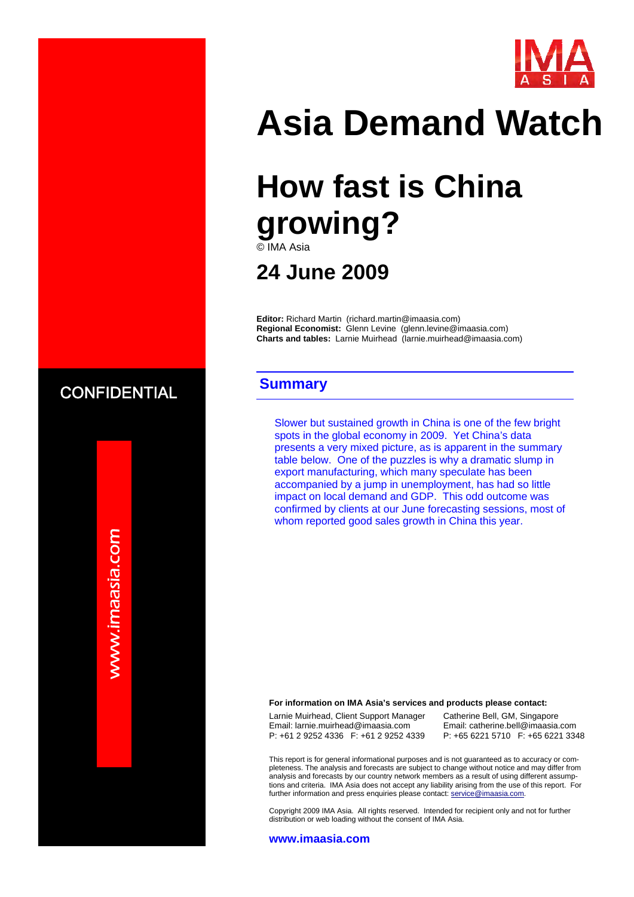# Asia Demand Watch

# How fast is China growing?

© IMA Asia

## 24 June 2009

**Editor:** Richard Martin (richard.martin@imaasia.com)
**Regional Economist:** Glenn Levine (glenn.levine@imaasia.com)
**Charts and tables:** Larnie Muirhead (larnie.muirhead@imaasia.com)

CONFIDENTIAL

www.imaasia.com

## Summary

Slower but sustained growth in China is one of the few bright spots in the global economy in 2009. Yet China's data presents a very mixed picture, as is apparent in the summary table below. One of the puzzles is why a dramatic slump in export manufacturing, which many speculate has been accompanied by a jump in unemployment, has had so little impact on local demand and GDP. This odd outcome was confirmed by clients at our June forecasting sessions, most of whom reported good sales growth in China this year.

**For information on IMA Asia's services and products please contact:**

Larnie Muirhead, Client Support Manager
Email: larnie.muirhead@imaasia.com
P: +61 2 9252 4336 F: +61 2 9252 4339

Catherine Bell, GM, Singapore
Email: catherine.bell@imaasia.com
P: +65 6221 5710 F: +65 6221 3348

This report is for general informational purposes and is not guaranteed as to accuracy or completeness. The analysis and forecasts are subject to change without notice and may differ from analysis and forecasts by our country network members as a result of using different assumptions and criteria. IMA Asia does not accept any liability arising from the use of this report. For further information and press enquiries please contact: service@imaasia.com.

Copyright 2009 IMA Asia. All rights reserved. Intended for recipient only and not for further distribution or web loading without the consent of IMA Asia.

**www.imaasia.com**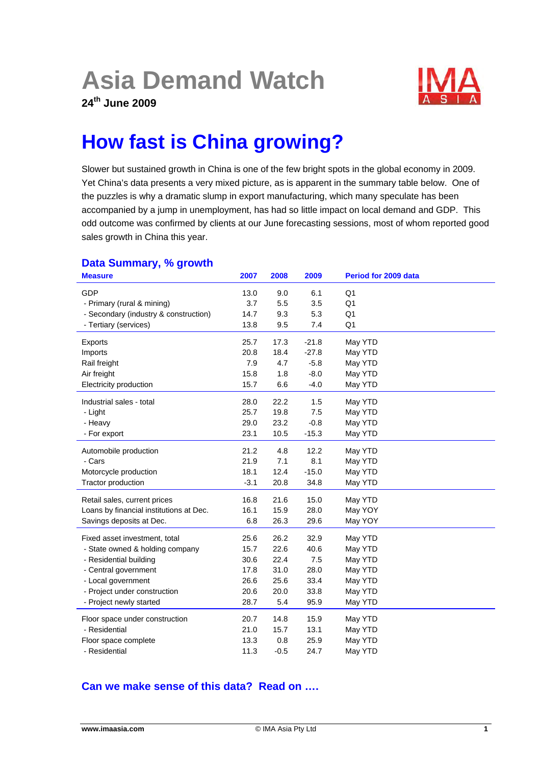# Asia Demand Watch

**24th June 2009**

IMA ASIA

# How fast is China growing?

Slower but sustained growth in China is one of the few bright spots in the global economy in 2009. Yet China's data presents a very mixed picture, as is apparent in the summary table below. One of the puzzles is why a dramatic slump in export manufacturing, which many speculate has been accompanied by a jump in unemployment, has had so little impact on local demand and GDP. This odd outcome was confirmed by clients at our June forecasting sessions, most of whom reported good sales growth in China this year.

## Data Summary, % growth

| Measure | 2007 | 2008 | 2009 | Period for 2009 data |
|---|---|---|---|---|
| GDP | 13.0 | 9.0 | 6.1 | Q1 |
| - Primary (rural & mining) | 3.7 | 5.5 | 3.5 | Q1 |
| - Secondary (industry & construction) | 14.7 | 9.3 | 5.3 | Q1 |
| - Tertiary (services) | 13.8 | 9.5 | 7.4 | Q1 |
| Exports | 25.7 | 17.3 | -21.8 | May YTD |
| Imports | 20.8 | 18.4 | -27.8 | May YTD |
| Rail freight | 7.9 | 4.7 | -5.8 | May YTD |
| Air freight | 15.8 | 1.8 | -8.0 | May YTD |
| Electricity production | 15.7 | 6.6 | -4.0 | May YTD |
| Industrial sales - total | 28.0 | 22.2 | 1.5 | May YTD |
| - Light | 25.7 | 19.8 | 7.5 | May YTD |
| - Heavy | 29.0 | 23.2 | -0.8 | May YTD |
| - For export | 23.1 | 10.5 | -15.3 | May YTD |
| Automobile production | 21.2 | 4.8 | 12.2 | May YTD |
| - Cars | 21.9 | 7.1 | 8.1 | May YTD |
| Motorcycle production | 18.1 | 12.4 | -15.0 | May YTD |
| Tractor production | -3.1 | 20.8 | 34.8 | May YTD |
| Retail sales, current prices | 16.8 | 21.6 | 15.0 | May YTD |
| Loans by financial institutions at Dec. | 16.1 | 15.9 | 28.0 | May YOY |
| Savings deposits at Dec. | 6.8 | 26.3 | 29.6 | May YOY |
| Fixed asset investment, total | 25.6 | 26.2 | 32.9 | May YTD |
| - State owned & holding company | 15.7 | 22.6 | 40.6 | May YTD |
| - Residential building | 30.6 | 22.4 | 7.5 | May YTD |
| - Central government | 17.8 | 31.0 | 28.0 | May YTD |
| - Local government | 26.6 | 25.6 | 33.4 | May YTD |
| - Project under construction | 20.6 | 20.0 | 33.8 | May YTD |
| - Project newly started | 28.7 | 5.4 | 95.9 | May YTD |
| Floor space under construction | 20.7 | 14.8 | 15.9 | May YTD |
| - Residential | 21.0 | 15.7 | 13.1 | May YTD |
| Floor space complete | 13.3 | 0.8 | 25.9 | May YTD |
| - Residential | 11.3 | -0.5 | 24.7 | May YTD |

**Can we make sense of this data? Read on ….**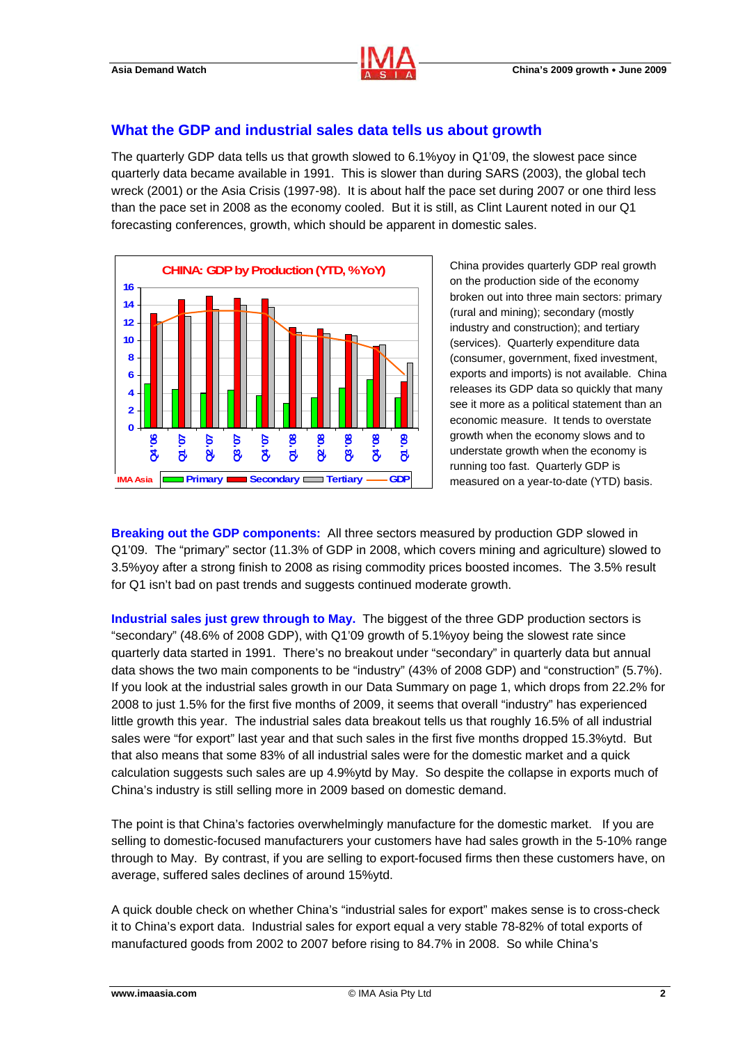## What the GDP and industrial sales data tells us about growth

The quarterly GDP data tells us that growth slowed to 6.1%yoy in Q1'09, the slowest pace since quarterly data became available in 1991. This is slower than during SARS (2003), the global tech wreck (2001) or the Asia Crisis (1997-98). It is about half the pace set during 2007 or one third less than the pace set in 2008 as the economy cooled. But it is still, as Clint Laurent noted in our Q1 forecasting conferences, growth, which should be apparent in domestic sales.

China provides quarterly GDP real growth on the production side of the economy broken out into three main sectors: primary (rural and mining); secondary (mostly industry and construction); and tertiary (services). Quarterly expenditure data (consumer, government, fixed investment, exports and imports) is not available. China releases its GDP data so quickly that many see it more as a political statement than an economic measure. It tends to overstate growth when the economy slows and to understate growth when the economy is running too fast. Quarterly GDP is measured on a year-to-date (YTD) basis.

**Breaking out the GDP components:** All three sectors measured by production GDP slowed in Q1'09. The "primary" sector (11.3% of GDP in 2008, which covers mining and agriculture) slowed to 3.5%yoy after a strong finish to 2008 as rising commodity prices boosted incomes. The 3.5% result for Q1 isn't bad on past trends and suggests continued moderate growth.

**Industrial sales just grew through to May.** The biggest of the three GDP production sectors is "secondary" (48.6% of 2008 GDP), with Q1'09 growth of 5.1%yoy being the slowest rate since quarterly data started in 1991. There's no breakout under "secondary" in quarterly data but annual data shows the two main components to be "industry" (43% of 2008 GDP) and "construction" (5.7%). If you look at the industrial sales growth in our Data Summary on page 1, which drops from 22.2% for 2008 to just 1.5% for the first five months of 2009, it seems that overall "industry" has experienced little growth this year. The industrial sales data breakout tells us that roughly 16.5% of all industrial sales were "for export" last year and that such sales in the first five months dropped 15.3%ytd. But that also means that some 83% of all industrial sales were for the domestic market and a quick calculation suggests such sales are up 4.9%ytd by May. So despite the collapse in exports much of China's industry is still selling more in 2009 based on domestic demand.

The point is that China's factories overwhelmingly manufacture for the domestic market. If you are selling to domestic-focused manufacturers your customers have had sales growth in the 5-10% range through to May. By contrast, if you are selling to export-focused firms then these customers have, on average, suffered sales declines of around 15%ytd.

A quick double check on whether China's "industrial sales for export" makes sense is to cross-check it to China's export data. Industrial sales for export equal a very stable 78-82% of total exports of manufactured goods from 2002 to 2007 before rising to 84.7% in 2008. So while China's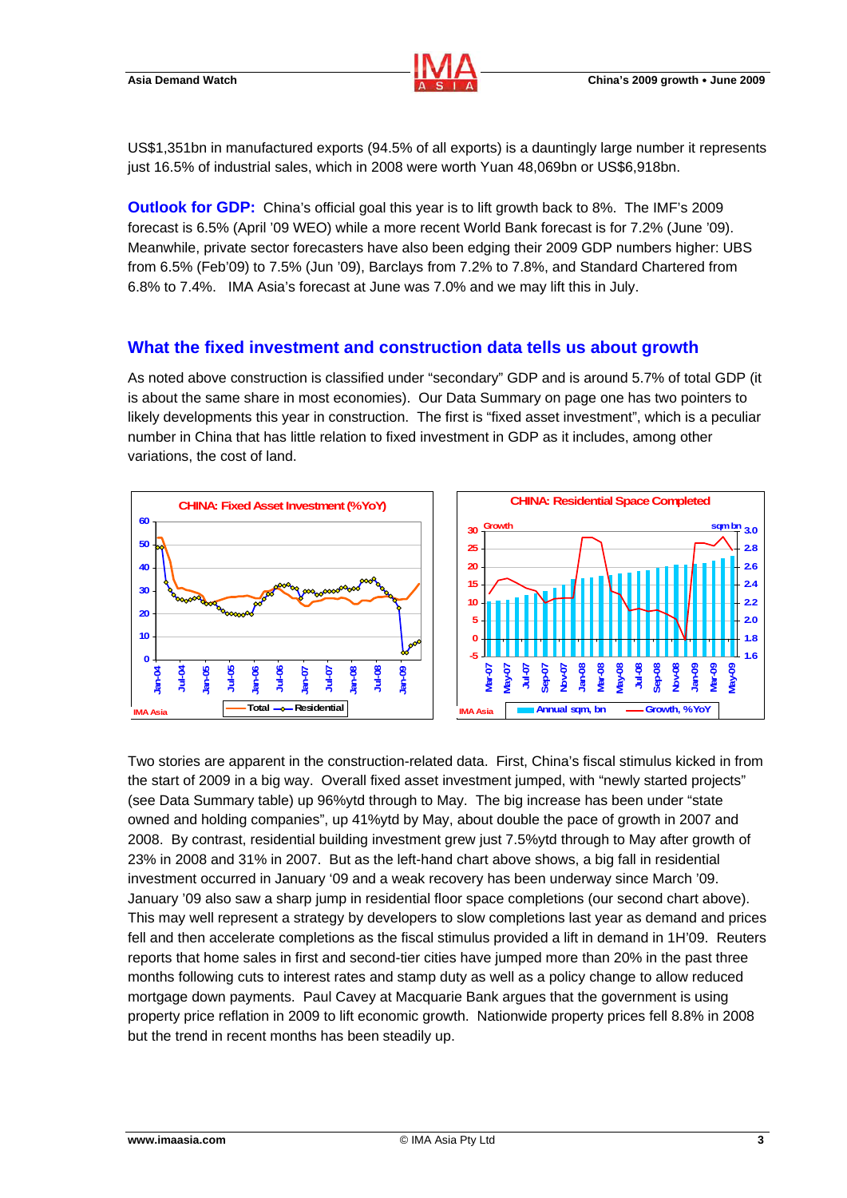US$1,351bn in manufactured exports (94.5% of all exports) is a dauntingly large number it represents just 16.5% of industrial sales, which in 2008 were worth Yuan 48,069bn or US$6,918bn.

**Outlook for GDP:** China's official goal this year is to lift growth back to 8%. The IMF's 2009 forecast is 6.5% (April '09 WEO) while a more recent World Bank forecast is for 7.2% (June '09). Meanwhile, private sector forecasters have also been edging their 2009 GDP numbers higher: UBS from 6.5% (Feb'09) to 7.5% (Jun '09), Barclays from 7.2% to 7.8%, and Standard Chartered from 6.8% to 7.4%. IMA Asia's forecast at June was 7.0% and we may lift this in July.

## What the fixed investment and construction data tells us about growth

As noted above construction is classified under "secondary" GDP and is around 5.7% of total GDP (it is about the same share in most economies). Our Data Summary on page one has two pointers to likely developments this year in construction. The first is "fixed asset investment", which is a peculiar number in China that has little relation to fixed investment in GDP as it includes, among other variations, the cost of land.

Two stories are apparent in the construction-related data. First, China's fiscal stimulus kicked in from the start of 2009 in a big way. Overall fixed asset investment jumped, with "newly started projects" (see Data Summary table) up 96%ytd through to May. The big increase has been under "state owned and holding companies", up 41%ytd by May, about double the pace of growth in 2007 and 2008. By contrast, residential building investment grew just 7.5%ytd through to May after growth of 23% in 2008 and 31% in 2007. But as the left-hand chart above shows, a big fall in residential investment occurred in January '09 and a weak recovery has been underway since March '09. January '09 also saw a sharp jump in residential floor space completions (our second chart above). This may well represent a strategy by developers to slow completions last year as demand and prices fell and then accelerate completions as the fiscal stimulus provided a lift in demand in 1H'09. Reuters reports that home sales in first and second-tier cities have jumped more than 20% in the past three months following cuts to interest rates and stamp duty as well as a policy change to allow reduced mortgage down payments. Paul Cavey at Macquarie Bank argues that the government is using property price reflation in 2009 to lift economic growth. Nationwide property prices fell 8.8% in 2008 but the trend in recent months has been steadily up.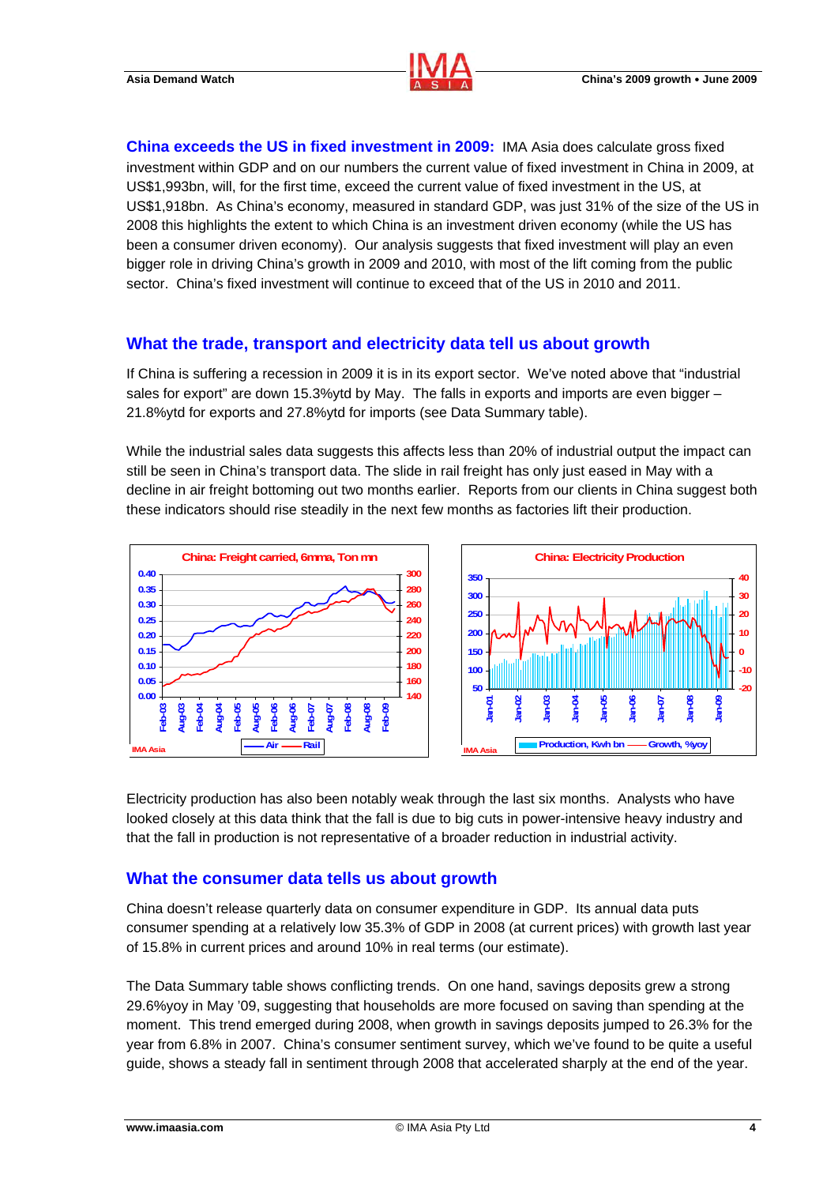**China exceeds the US in fixed investment in 2009:** IMA Asia does calculate gross fixed investment within GDP and on our numbers the current value of fixed investment in China in 2009, at US$1,993bn, will, for the first time, exceed the current value of fixed investment in the US, at US$1,918bn. As China's economy, measured in standard GDP, was just 31% of the size of the US in 2008 this highlights the extent to which China is an investment driven economy (while the US has been a consumer driven economy). Our analysis suggests that fixed investment will play an even bigger role in driving China's growth in 2009 and 2010, with most of the lift coming from the public sector. China's fixed investment will continue to exceed that of the US in 2010 and 2011.

## What the trade, transport and electricity data tell us about growth

If China is suffering a recession in 2009 it is in its export sector. We've noted above that "industrial sales for export" are down 15.3%ytd by May. The falls in exports and imports are even bigger – 21.8%ytd for exports and 27.8%ytd for imports (see Data Summary table).

While the industrial sales data suggests this affects less than 20% of industrial output the impact can still be seen in China's transport data. The slide in rail freight has only just eased in May with a decline in air freight bottoming out two months earlier. Reports from our clients in China suggest both these indicators should rise steadily in the next few months as factories lift their production.

China: Freight carried, 6mma, Ton mn

China: Electricity Production

Electricity production has also been notably weak through the last six months. Analysts who have looked closely at this data think that the fall is due to big cuts in power-intensive heavy industry and that the fall in production is not representative of a broader reduction in industrial activity.

## What the consumer data tells us about growth

China doesn't release quarterly data on consumer expenditure in GDP. Its annual data puts consumer spending at a relatively low 35.3% of GDP in 2008 (at current prices) with growth last year of 15.8% in current prices and around 10% in real terms (our estimate).

The Data Summary table shows conflicting trends. On one hand, savings deposits grew a strong 29.6%yoy in May '09, suggesting that households are more focused on saving than spending at the moment. This trend emerged during 2008, when growth in savings deposits jumped to 26.3% for the year from 6.8% in 2007. China's consumer sentiment survey, which we've found to be quite a useful guide, shows a steady fall in sentiment through 2008 that accelerated sharply at the end of the year.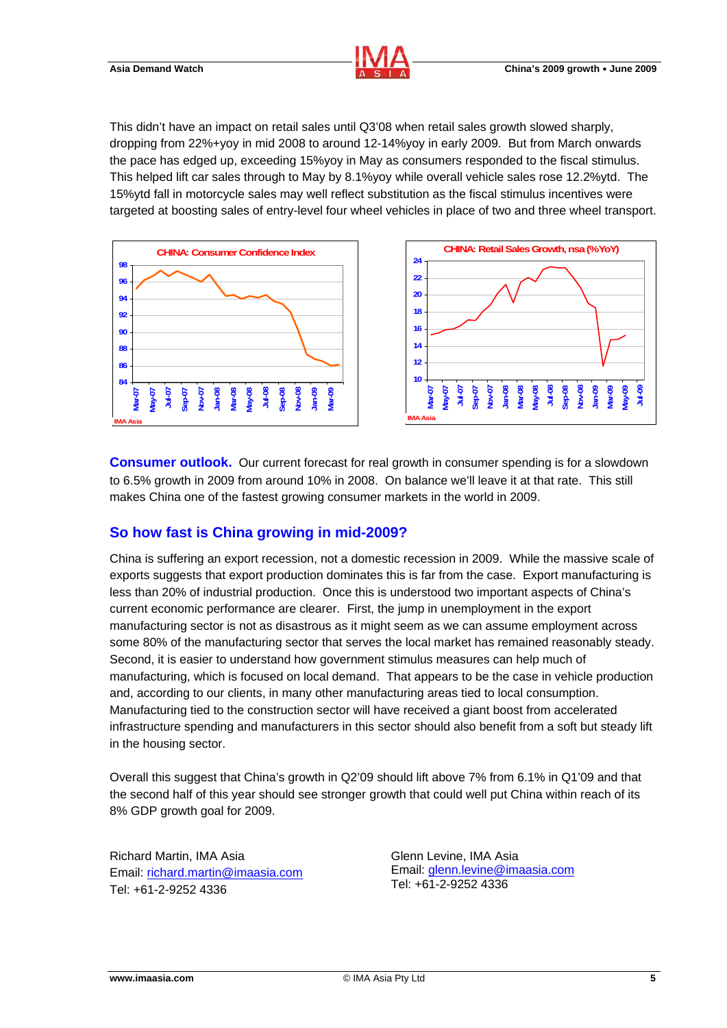This didn't have an impact on retail sales until Q3'08 when retail sales growth slowed sharply, dropping from 22%+yoy in mid 2008 to around 12-14%yoy in early 2009. But from March onwards the pace has edged up, exceeding 15%yoy in May as consumers responded to the fiscal stimulus. This helped lift car sales through to May by 8.1%yoy while overall vehicle sales rose 12.2%ytd. The 15%ytd fall in motorcycle sales may well reflect substitution as the fiscal stimulus incentives were targeted at boosting sales of entry-level four wheel vehicles in place of two and three wheel transport.

**Consumer outlook.** Our current forecast for real growth in consumer spending is for a slowdown to 6.5% growth in 2009 from around 10% in 2008. On balance we'll leave it at that rate. This still makes China one of the fastest growing consumer markets in the world in 2009.

## So how fast is China growing in mid-2009?

China is suffering an export recession, not a domestic recession in 2009. While the massive scale of exports suggests that export production dominates this is far from the case. Export manufacturing is less than 20% of industrial production. Once this is understood two important aspects of China's current economic performance are clearer. First, the jump in unemployment in the export manufacturing sector is not as disastrous as it might seem as we can assume employment across some 80% of the manufacturing sector that serves the local market has remained reasonably steady. Second, it is easier to understand how government stimulus measures can help much of manufacturing, which is focused on local demand. That appears to be the case in vehicle production and, according to our clients, in many other manufacturing areas tied to local consumption. Manufacturing tied to the construction sector will have received a giant boost from accelerated infrastructure spending and manufacturers in this sector should also benefit from a soft but steady lift in the housing sector.

Overall this suggest that China's growth in Q2'09 should lift above 7% from 6.1% in Q1'09 and that the second half of this year should see stronger growth that could well put China within reach of its 8% GDP growth goal for 2009.

Richard Martin, IMA Asia
Email: richard.martin@imaasia.com
Tel: +61-2-9252 4336

Glenn Levine, IMA Asia
Email: glenn.levine@imaasia.com
Tel: +61-2-9252 4336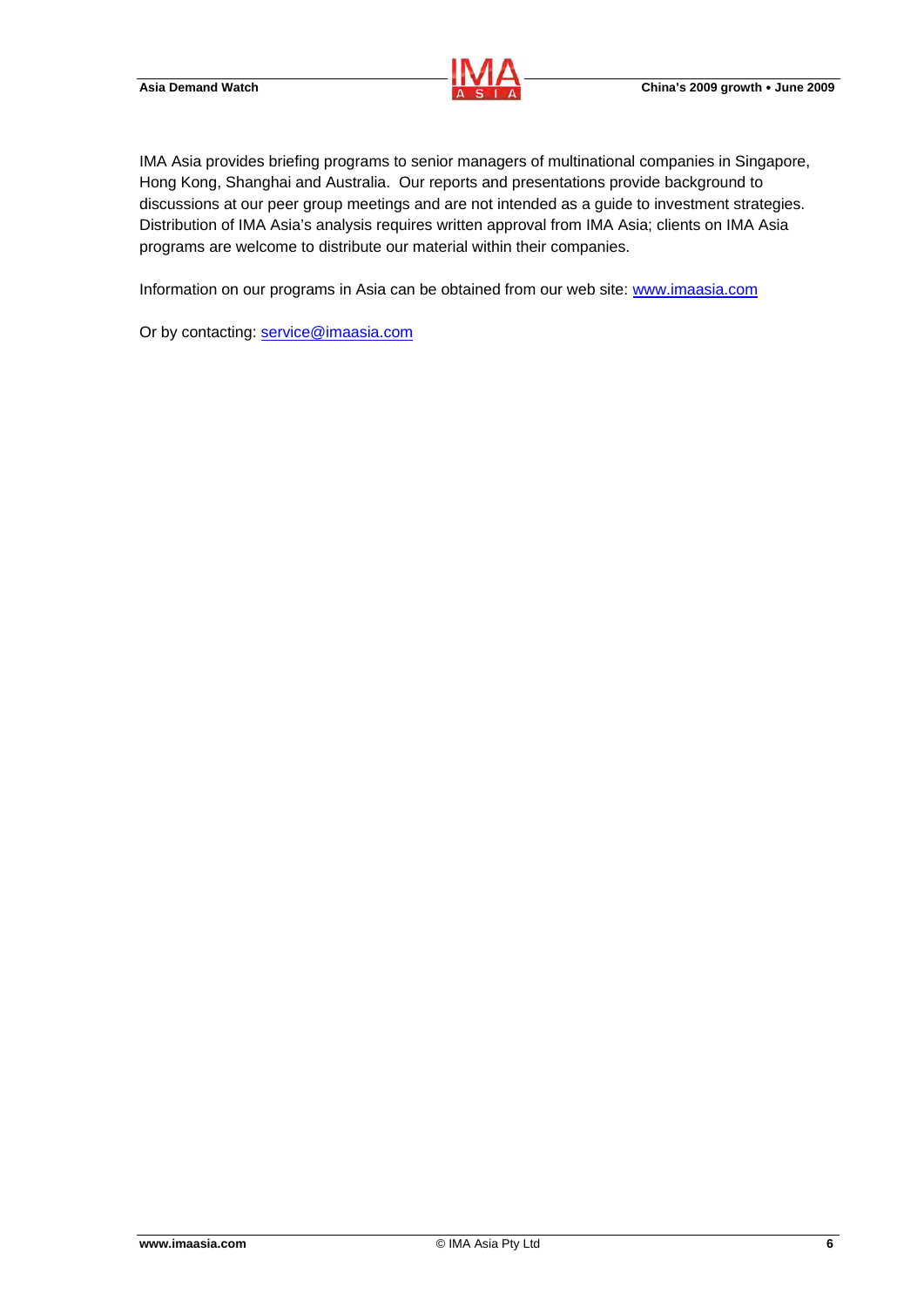IMA Asia provides briefing programs to senior managers of multinational companies in Singapore, Hong Kong, Shanghai and Australia. Our reports and presentations provide background to discussions at our peer group meetings and are not intended as a guide to investment strategies. Distribution of IMA Asia's analysis requires written approval from IMA Asia; clients on IMA Asia programs are welcome to distribute our material within their companies.

Information on our programs in Asia can be obtained from our web site: [www.imaasia.com](http://www.imaasia.com)

Or by contacting: [service@imaasia.com](mailto:service@imaasia.com)